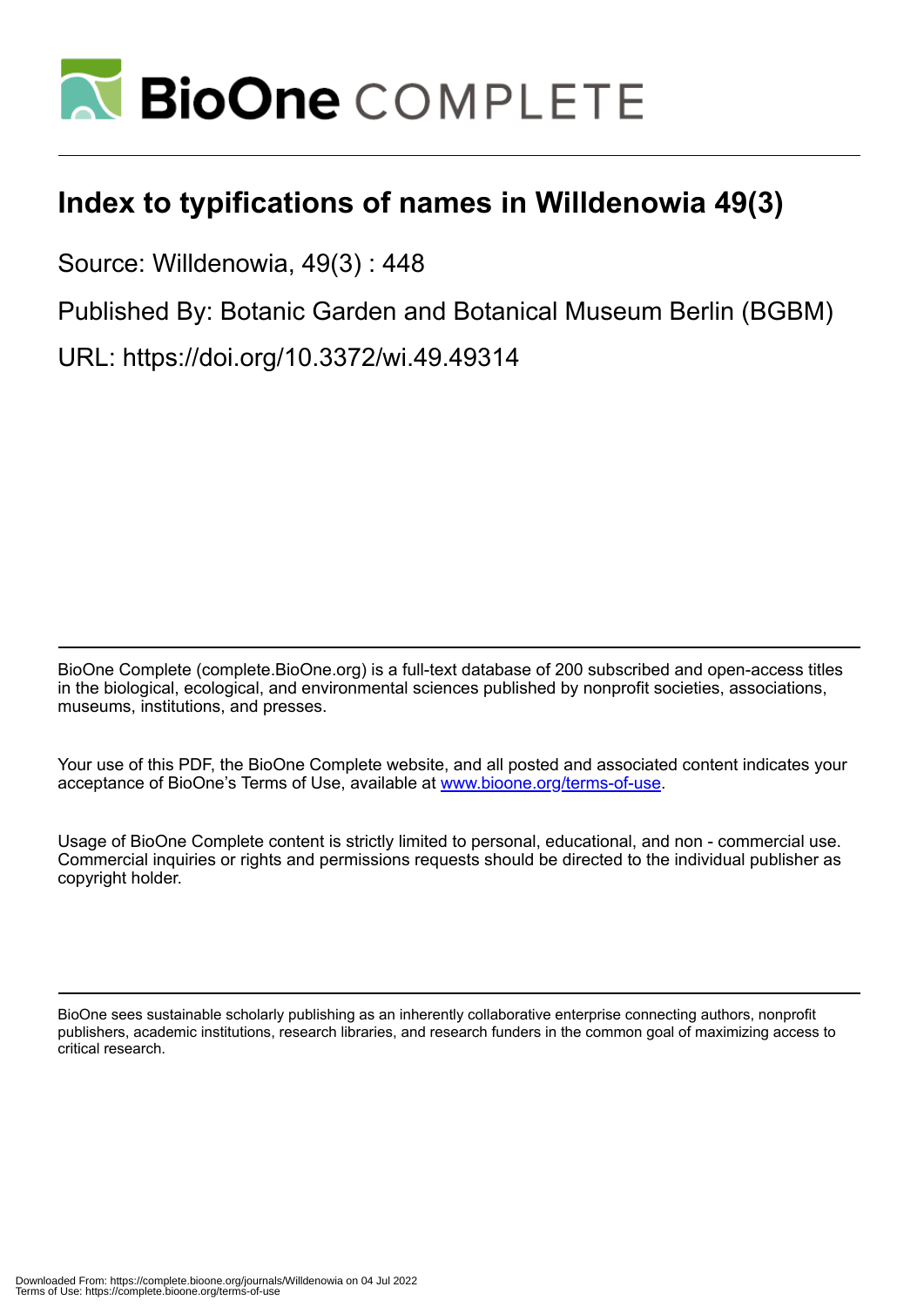# Index to typifications of names in Willdenowia 49(3)

Source: Willdenowia, 49(3) : 448

Published By: Botanic Garden and Botanical Museum Berlin (BGBM)

URL: https://doi.org/10.3372/wi.49.49314

BioOne Complete (complete.BioOne.org) is a full-text database of 200 subscribed and open-access titles in the biological, ecological, and environmental sciences published by nonprofit societies, associations, museums, institutions, and presses.

Your use of this PDF, the BioOne Complete website, and all posted and associated content indicates your acceptance of BioOne's Terms of Use, available at www.bioone.org/terms-of-use.

Usage of BioOne Complete content is strictly limited to personal, educational, and non - commercial use. Commercial inquiries or rights and permissions requests should be directed to the individual publisher as copyright holder.

BioOne sees sustainable scholarly publishing as an inherently collaborative enterprise connecting authors, nonprofit publishers, academic institutions, research libraries, and research funders in the common goal of maximizing access to critical research.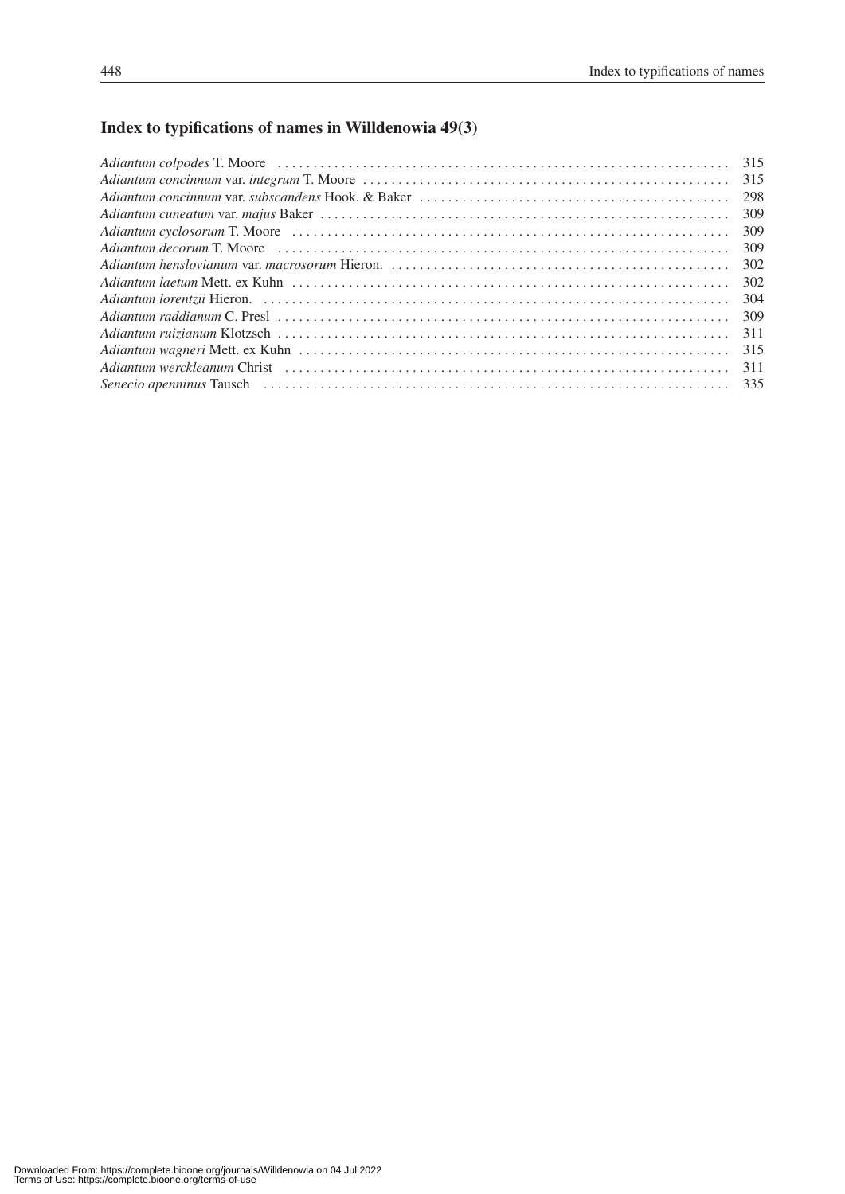## Index to typifications of names in Willdenowia 49(3)

*Adiantum colpodes* T. Moore .................................................. 315
*Adiantum concinnum* var. *integrum* T. Moore .................................................. 315
*Adiantum concinnum* var. *subscandens* Hook. & Baker .................................................. 298
*Adiantum cuneatum* var. *majus* Baker .................................................. 309
*Adiantum cyclosorum* T. Moore .................................................. 309
*Adiantum decorum* T. Moore .................................................. 309
*Adiantum henslovianum* var. *macrosorum* Hieron. .................................................. 302
*Adiantum laetum* Mett. ex Kuhn .................................................. 302
*Adiantum lorentzii* Hieron. .................................................. 304
*Adiantum raddianum* C. Presl .................................................. 309
*Adiantum ruizianum* Klotzsch .................................................. 311
*Adiantum wagneri* Mett. ex Kuhn .................................................. 315
*Adiantum werckleanum* Christ .................................................. 311
*Senecio apenninus* Tausch .................................................. 335